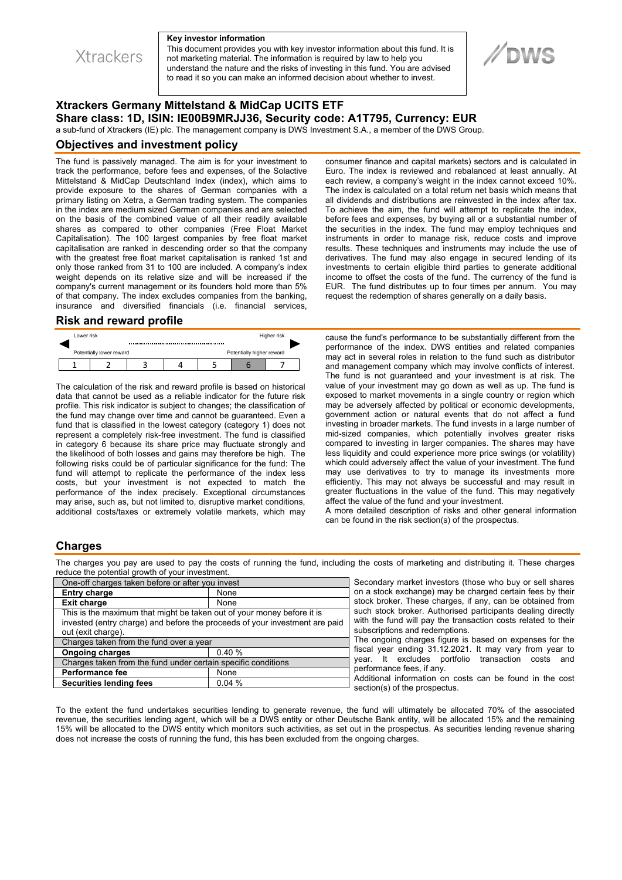Xtrackers

**Key investor information**

This document provides you with key investor information about this fund. It is not marketing material. The information is required by law to help you understand the nature and the risks of investing in this fund. You are advised to read it so you can make an informed decision about whether to invest.

DWS

# Xtrackers Germany Mittelstand & MidCap UCITS ETF

## Share class: 1D, ISIN: IE00B9MRJJ36, Security code: A1T795, Currency: EUR

a sub-fund of Xtrackers (IE) plc. The management company is DWS Investment S.A., a member of the DWS Group.

## Objectives and investment policy

The fund is passively managed. The aim is for your investment to track the performance, before fees and expenses, of the Solactive Mittelstand & MidCap Deutschland Index (index), which aims to provide exposure to the shares of German companies with a primary listing on Xetra, a German trading system. The companies in the index are medium sized German companies and are selected on the basis of the combined value of all their readily available shares as compared to other companies (Free Float Market Capitalisation). The 100 largest companies by free float market capitalisation are ranked in descending order so that the company with the greatest free float market capitalisation is ranked 1st and only those ranked from 31 to 100 are included. A company's index weight depends on its relative size and will be increased if the company's current management or its founders hold more than 5% of that company. The index excludes companies from the banking, insurance and diversified financials (i.e. financial services, consumer finance and capital markets) sectors and is calculated in Euro. The index is reviewed and rebalanced at least annually. At each review, a company's weight in the index cannot exceed 10%. The index is calculated on a total return net basis which means that all dividends and distributions are reinvested in the index after tax. To achieve the aim, the fund will attempt to replicate the index, before fees and expenses, by buying all or a substantial number of the securities in the index. The fund may employ techniques and instruments in order to manage risk, reduce costs and improve results. These techniques and instruments may include the use of derivatives. The fund may also engage in secured lending of its investments to certain eligible third parties to generate additional income to offset the costs of the fund. The currency of the fund is EUR. The fund distributes up to four times per annum. You may request the redemption of shares generally on a daily basis.

## Risk and reward profile

Lower risk — Higher risk

Potentially lower reward — Potentially higher reward

| 1 | 2 | 3 | 4 | 5 | **6** | 7 |
|---|---|---|---|---|---|---|

The calculation of the risk and reward profile is based on historical data that cannot be used as a reliable indicator for the future risk profile. This risk indicator is subject to changes; the classification of the fund may change over time and cannot be guaranteed. Even a fund that is classified in the lowest category (category 1) does not represent a completely risk-free investment. The fund is classified in category 6 because its share price may fluctuate strongly and the likelihood of both losses and gains may therefore be high. The following risks could be of particular significance for the fund: The fund will attempt to replicate the performance of the index less costs, but your investment is not expected to match the performance of the index precisely. Exceptional circumstances may arise, such as, but not limited to, disruptive market conditions, additional costs/taxes or extremely volatile markets, which may cause the fund's performance to be substantially different from the performance of the index. DWS entities and related companies may act in several roles in relation to the fund such as distributor and management company which may involve conflicts of interest. The fund is not guaranteed and your investment is at risk. The value of your investment may go down as well as up. The fund is exposed to market movements in a single country or region which may be adversely affected by political or economic developments, government action or natural events that do not affect a fund investing in broader markets. The fund invests in a large number of mid-sized companies, which potentially involves greater risks compared to investing in larger companies. The shares may have less liquidity and could experience more price swings (or volatility) which could adversely affect the value of your investment. The fund may use derivatives to try to manage its investments more efficiently. This may not always be successful and may result in greater fluctuations in the value of the fund. This may negatively affect the value of the fund and your investment.

A more detailed description of risks and other general information can be found in the risk section(s) of the prospectus.

## Charges

The charges you pay are used to pay the costs of running the fund, including the costs of marketing and distributing it. These charges reduce the potential growth of your investment.

| One-off charges taken before or after you invest | |
|---|---|
| **Entry charge** | None |
| **Exit charge** | None |
| This is the maximum that might be taken out of your money before it is invested (entry charge) and before the proceeds of your investment are paid out (exit charge). | |
| Charges taken from the fund over a year | |
| **Ongoing charges** | 0.40 % |
| Charges taken from the fund under certain specific conditions | |
| **Performance fee** | None |
| **Securities lending fees** | 0.04 % |

Secondary market investors (those who buy or sell shares on a stock exchange) may be charged certain fees by their stock broker. These charges, if any, can be obtained from such stock broker. Authorised participants dealing directly with the fund will pay the transaction costs related to their subscriptions and redemptions.

The ongoing charges figure is based on expenses for the fiscal year ending 31.12.2021. It may vary from year to year. It excludes portfolio transaction costs and performance fees, if any.

Additional information on costs can be found in the cost section(s) of the prospectus.

To the extent the fund undertakes securities lending to generate revenue, the fund will ultimately be allocated 70% of the associated revenue, the securities lending agent, which will be a DWS entity or other Deutsche Bank entity, will be allocated 15% and the remaining 15% will be allocated to the DWS entity which monitors such activities, as set out in the prospectus. As securities lending revenue sharing does not increase the costs of running the fund, this has been excluded from the ongoing charges.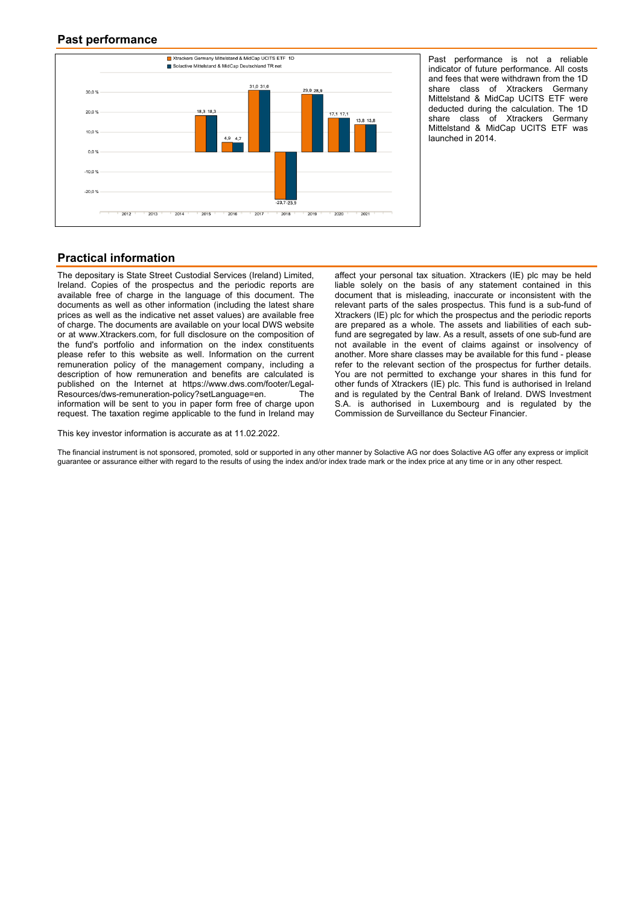## Past performance

Xtrackers Germany Mittelstand & MidCap UCITS ETF 1D
Solactive Mittelstand & MidCap Deutschland TR net

30,0 %
20,0 %
10,0 %
0,0 %
-10,0 %
-20,0 %

2012 2013 2014 2015 2016 2017 2018 2019 2020 2021

18,3 18,3
4,9 4,7
31,0 31,6
-23,7 -23,9
29,0 28,9
17,1 17,1
13,8 13,8

Past performance is not a reliable indicator of future performance. All costs and fees that were withdrawn from the 1D share class of Xtrackers Germany Mittelstand & MidCap UCITS ETF were deducted during the calculation. The 1D share class of Xtrackers Germany Mittelstand & MidCap UCITS ETF was launched in 2014.

## Practical information

The depositary is State Street Custodial Services (Ireland) Limited, Ireland. Copies of the prospectus and the periodic reports are available free of charge in the language of this document. The documents as well as other information (including the latest share prices as well as the indicative net asset values) are available free of charge. The documents are available on your local DWS website or at www.Xtrackers.com, for full disclosure on the composition of the fund's portfolio and information on the index constituents please refer to this website as well. Information on the current remuneration policy of the management company, including a description of how remuneration and benefits are calculated is published on the Internet at https://www.dws.com/footer/Legal-Resources/dws-remuneration-policy?setLanguage=en. The information will be sent to you in paper form free of charge upon request. The taxation regime applicable to the fund in Ireland may affect your personal tax situation. Xtrackers (IE) plc may be held liable solely on the basis of any statement contained in this document that is misleading, inaccurate or inconsistent with the relevant parts of the sales prospectus. This fund is a sub-fund of Xtrackers (IE) plc for which the prospectus and the periodic reports are prepared as a whole. The assets and liabilities of each sub-fund are segregated by law. As a result, assets of one sub-fund are not available in the event of claims against or insolvency of another. More share classes may be available for this fund - please refer to the relevant section of the prospectus for further details. You are not permitted to exchange your shares in this fund for other funds of Xtrackers (IE) plc. This fund is authorised in Ireland and is regulated by the Central Bank of Ireland. DWS Investment S.A. is authorised in Luxembourg and is regulated by the Commission de Surveillance du Secteur Financier.

This key investor information is accurate as at 11.02.2022.

The financial instrument is not sponsored, promoted, sold or supported in any other manner by Solactive AG nor does Solactive AG offer any express or implicit guarantee or assurance either with regard to the results of using the index and/or index trade mark or the index price at any time or in any other respect.